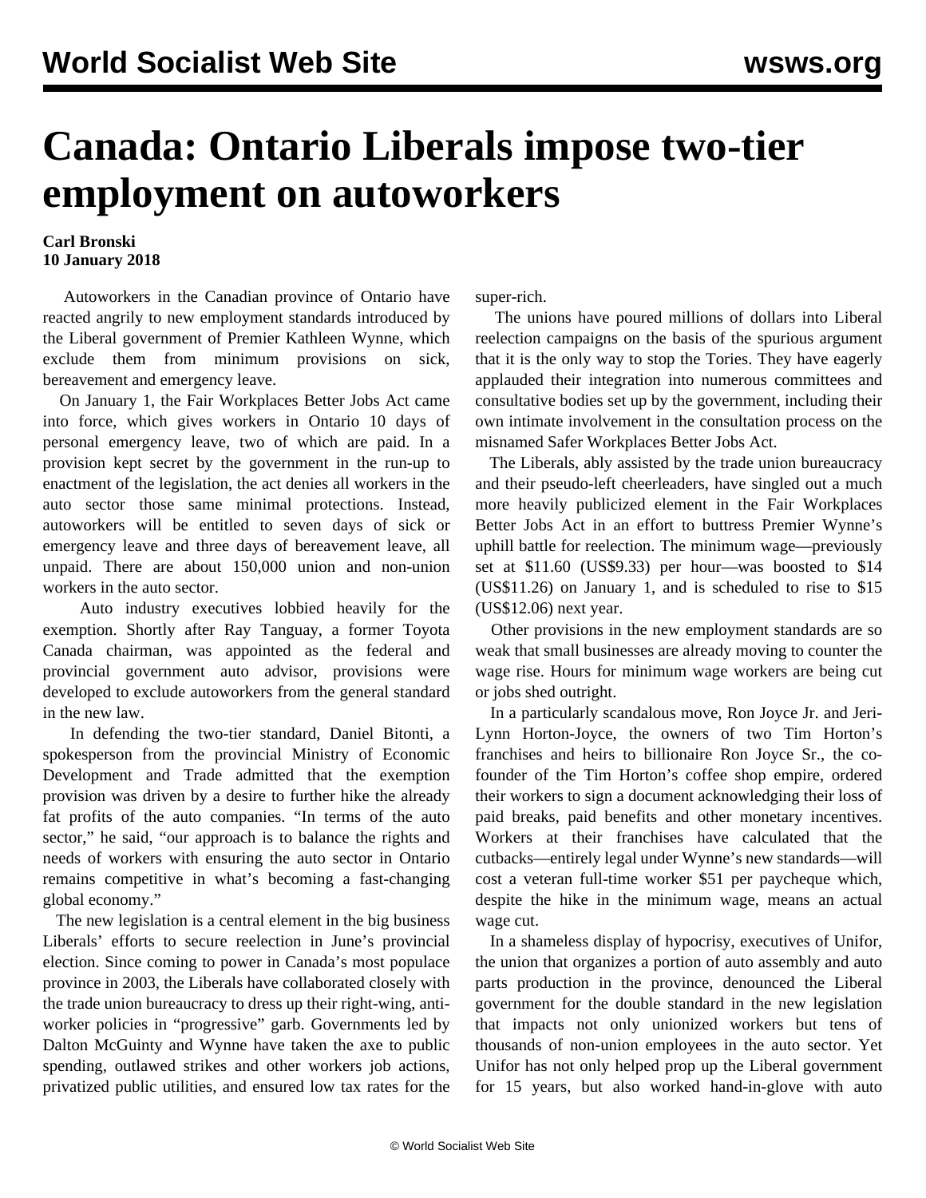# Canada: Ontario Liberals impose two-tier employment on autoworkers

**Carl Bronski**
**10 January 2018**

Autoworkers in the Canadian province of Ontario have reacted angrily to new employment standards introduced by the Liberal government of Premier Kathleen Wynne, which exclude them from minimum provisions on sick, bereavement and emergency leave.

On January 1, the Fair Workplaces Better Jobs Act came into force, which gives workers in Ontario 10 days of personal emergency leave, two of which are paid. In a provision kept secret by the government in the run-up to enactment of the legislation, the act denies all workers in the auto sector those same minimal protections. Instead, autoworkers will be entitled to seven days of sick or emergency leave and three days of bereavement leave, all unpaid. There are about 150,000 union and non-union workers in the auto sector.

Auto industry executives lobbied heavily for the exemption. Shortly after Ray Tanguay, a former Toyota Canada chairman, was appointed as the federal and provincial government auto advisor, provisions were developed to exclude autoworkers from the general standard in the new law.

In defending the two-tier standard, Daniel Bitonti, a spokesperson from the provincial Ministry of Economic Development and Trade admitted that the exemption provision was driven by a desire to further hike the already fat profits of the auto companies. "In terms of the auto sector," he said, "our approach is to balance the rights and needs of workers with ensuring the auto sector in Ontario remains competitive in what's becoming a fast-changing global economy."

The new legislation is a central element in the big business Liberals' efforts to secure reelection in June's provincial election. Since coming to power in Canada's most populace province in 2003, the Liberals have collaborated closely with the trade union bureaucracy to dress up their right-wing, anti-worker policies in "progressive" garb. Governments led by Dalton McGuinty and Wynne have taken the axe to public spending, outlawed strikes and other workers job actions, privatized public utilities, and ensured low tax rates for the super-rich.

The unions have poured millions of dollars into Liberal reelection campaigns on the basis of the spurious argument that it is the only way to stop the Tories. They have eagerly applauded their integration into numerous committees and consultative bodies set up by the government, including their own intimate involvement in the consultation process on the misnamed Safer Workplaces Better Jobs Act.

The Liberals, ably assisted by the trade union bureaucracy and their pseudo-left cheerleaders, have singled out a much more heavily publicized element in the Fair Workplaces Better Jobs Act in an effort to buttress Premier Wynne's uphill battle for reelection. The minimum wage—previously set at $11.60 (US$9.33) per hour—was boosted to $14 (US$11.26) on January 1, and is scheduled to rise to $15 (US$12.06) next year.

Other provisions in the new employment standards are so weak that small businesses are already moving to counter the wage rise. Hours for minimum wage workers are being cut or jobs shed outright.

In a particularly scandalous move, Ron Joyce Jr. and Jeri-Lynn Horton-Joyce, the owners of two Tim Horton's franchises and heirs to billionaire Ron Joyce Sr., the co-founder of the Tim Horton's coffee shop empire, ordered their workers to sign a document acknowledging their loss of paid breaks, paid benefits and other monetary incentives. Workers at their franchises have calculated that the cutbacks—entirely legal under Wynne's new standards—will cost a veteran full-time worker $51 per paycheque which, despite the hike in the minimum wage, means an actual wage cut.

In a shameless display of hypocrisy, executives of Unifor, the union that organizes a portion of auto assembly and auto parts production in the province, denounced the Liberal government for the double standard in the new legislation that impacts not only unionized workers but tens of thousands of non-union employees in the auto sector. Yet Unifor has not only helped prop up the Liberal government for 15 years, but also worked hand-in-glove with auto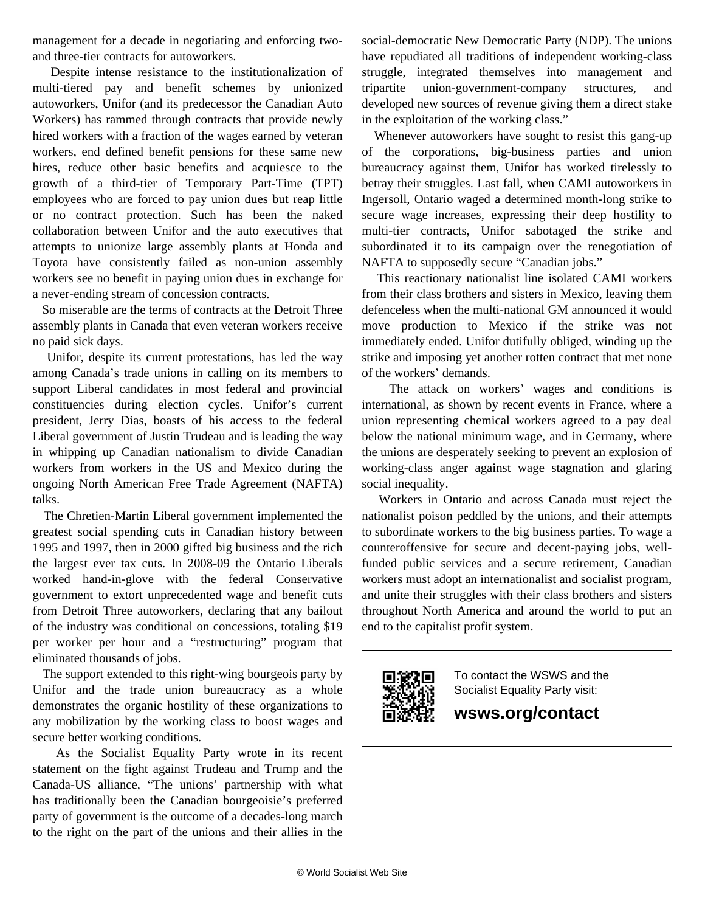management for a decade in negotiating and enforcing two- and three-tier contracts for autoworkers.

Despite intense resistance to the institutionalization of multi-tiered pay and benefit schemes by unionized autoworkers, Unifor (and its predecessor the Canadian Auto Workers) has rammed through contracts that provide newly hired workers with a fraction of the wages earned by veteran workers, end defined benefit pensions for these same new hires, reduce other basic benefits and acquiesce to the growth of a third-tier of Temporary Part-Time (TPT) employees who are forced to pay union dues but reap little or no contract protection. Such has been the naked collaboration between Unifor and the auto executives that attempts to unionize large assembly plants at Honda and Toyota have consistently failed as non-union assembly workers see no benefit in paying union dues in exchange for a never-ending stream of concession contracts.

So miserable are the terms of contracts at the Detroit Three assembly plants in Canada that even veteran workers receive no paid sick days.

Unifor, despite its current protestations, has led the way among Canada's trade unions in calling on its members to support Liberal candidates in most federal and provincial constituencies during election cycles. Unifor's current president, Jerry Dias, boasts of his access to the federal Liberal government of Justin Trudeau and is leading the way in whipping up Canadian nationalism to divide Canadian workers from workers in the US and Mexico during the ongoing North American Free Trade Agreement (NAFTA) talks.

The Chretien-Martin Liberal government implemented the greatest social spending cuts in Canadian history between 1995 and 1997, then in 2000 gifted big business and the rich the largest ever tax cuts. In 2008-09 the Ontario Liberals worked hand-in-glove with the federal Conservative government to extort unprecedented wage and benefit cuts from Detroit Three autoworkers, declaring that any bailout of the industry was conditional on concessions, totaling $19 per worker per hour and a "restructuring" program that eliminated thousands of jobs.

The support extended to this right-wing bourgeois party by Unifor and the trade union bureaucracy as a whole demonstrates the organic hostility of these organizations to any mobilization by the working class to boost wages and secure better working conditions.

As the Socialist Equality Party wrote in its recent statement on the fight against Trudeau and Trump and the Canada-US alliance, "The unions' partnership with what has traditionally been the Canadian bourgeoisie's preferred party of government is the outcome of a decades-long march to the right on the part of the unions and their allies in the social-democratic New Democratic Party (NDP). The unions have repudiated all traditions of independent working-class struggle, integrated themselves into management and tripartite union-government-company structures, and developed new sources of revenue giving them a direct stake in the exploitation of the working class."

Whenever autoworkers have sought to resist this gang-up of the corporations, big-business parties and union bureaucracy against them, Unifor has worked tirelessly to betray their struggles. Last fall, when CAMI autoworkers in Ingersoll, Ontario waged a determined month-long strike to secure wage increases, expressing their deep hostility to multi-tier contracts, Unifor sabotaged the strike and subordinated it to its campaign over the renegotiation of NAFTA to supposedly secure "Canadian jobs."

This reactionary nationalist line isolated CAMI workers from their class brothers and sisters in Mexico, leaving them defenceless when the multi-national GM announced it would move production to Mexico if the strike was not immediately ended. Unifor dutifully obliged, winding up the strike and imposing yet another rotten contract that met none of the workers' demands.

The attack on workers' wages and conditions is international, as shown by recent events in France, where a union representing chemical workers agreed to a pay deal below the national minimum wage, and in Germany, where the unions are desperately seeking to prevent an explosion of working-class anger against wage stagnation and glaring social inequality.

Workers in Ontario and across Canada must reject the nationalist poison peddled by the unions, and their attempts to subordinate workers to the big business parties. To wage a counteroffensive for secure and decent-paying jobs, well-funded public services and a secure retirement, Canadian workers must adopt an internationalist and socialist program, and unite their struggles with their class brothers and sisters throughout North America and around the world to put an end to the capitalist profit system.

To contact the WSWS and the Socialist Equality Party visit:

**wsws.org/contact**